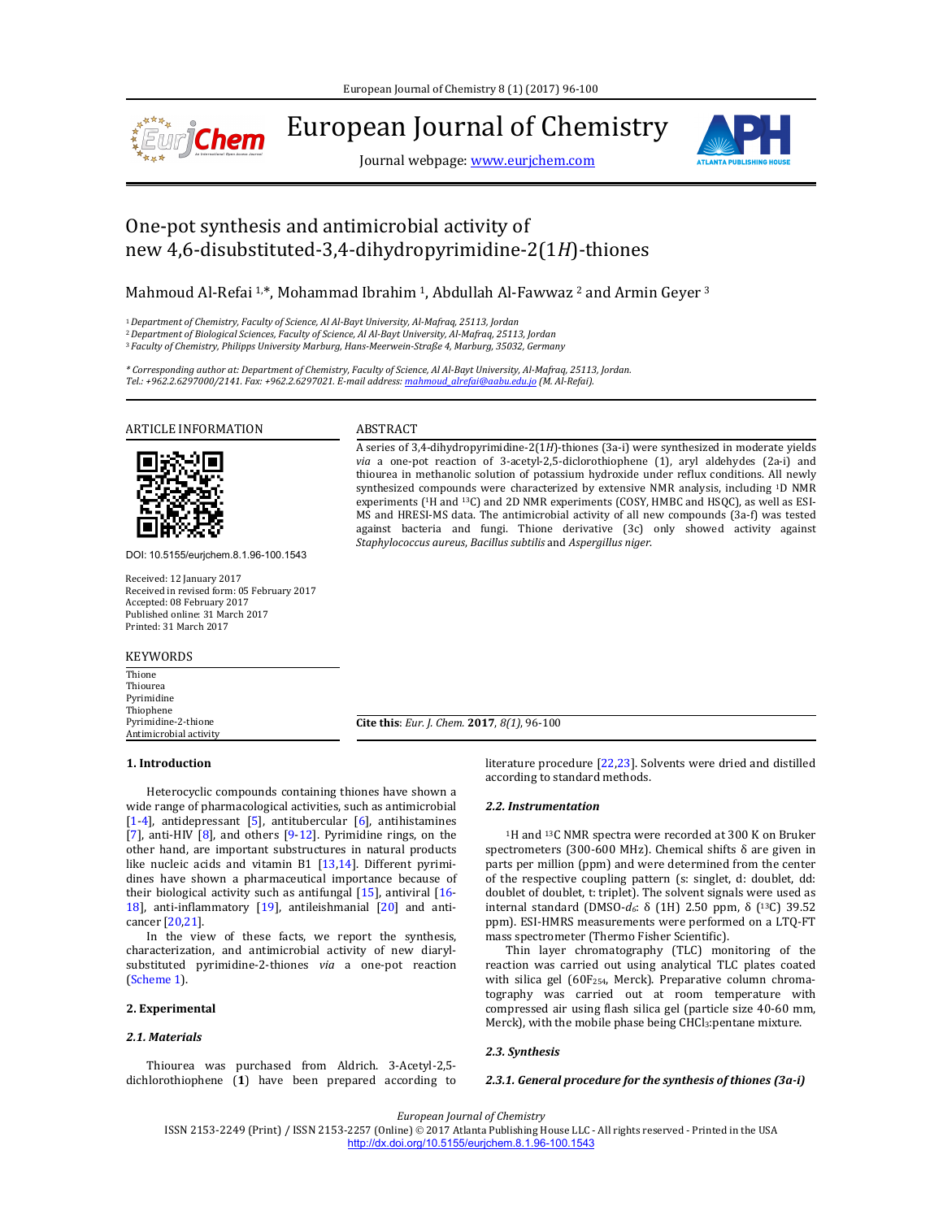# One-pot synthesis and antimicrobial activity of new 4,6-disubstituted-3,4-dihydropyrimidine-2(1*H*)-thiones

Mahmoud Al-Refai [1,*], Mohammad Ibrahim [1], Abdullah Al-Fawwaz [2] and Armin Geyer [3]

[1] *Department of Chemistry, Faculty of Science, Al Al-Bayt University, Al-Mafraq, 25113, Jordan*
[2] *Department of Biological Sciences, Faculty of Science, Al Al-Bayt University, Al-Mafraq, 25113, Jordan*
[3] *Faculty of Chemistry, Philipps University Marburg, Hans-Meerwein-Straße 4, Marburg, 35032, Germany*

\* *Corresponding author at: Department of Chemistry, Faculty of Science, Al Al-Bayt University, Al-Mafraq, 25113, Jordan. Tel.: +962.2.6297000/2141. Fax: +962.2.6297021. E-mail address: mahmoud_alrefai@aabu.edu.jo (M. Al-Refai).*

## ARTICLE INFORMATION

DOI: 10.5155/eurjchem.8.1.96-100.1543

Received: 12 January 2017
Received in revised form: 05 February 2017
Accepted: 08 February 2017
Published online: 31 March 2017
Printed: 31 March 2017

## KEYWORDS

Thione
Thiourea
Pyrimidine
Thiophene
Pyrimidine-2-thione
Antimicrobial activity

## ABSTRACT

A series of 3,4-dihydropyrimidine-2(1*H*)-thiones (3a-i) were synthesized in moderate yields *via* a one-pot reaction of 3-acetyl-2,5-diclorothiophene (1), aryl aldehydes (2a-i) and thiourea in methanolic solution of potassium hydroxide under reflux conditions. All newly synthesized compounds were characterized by extensive NMR analysis, including 1D NMR experiments ($^1$H and $^{13}$C) and 2D NMR experiments (COSY, HMBC and HSQC), as well as ESI-MS and HRESI-MS data. The antimicrobial activity of all new compounds (3a-f) was tested against bacteria and fungi. Thione derivative (3c) only showed activity against *Staphylococcus aureus*, *Bacillus subtilis* and *Aspergillus niger*.

**Cite this**: *Eur. J. Chem.* **2017**, *8(1)*, 96-100

## 1. Introduction

Heterocyclic compounds containing thiones have shown a wide range of pharmacological activities, such as antimicrobial [1-4], antidepressant [5], antitubercular [6], antihistamines [7], anti-HIV [8], and others [9-12]. Pyrimidine rings, on the other hand, are important substructures in natural products like nucleic acids and vitamin B1 [13,14]. Different pyrimidines have shown a pharmaceutical importance because of their biological activity such as antifungal [15], antiviral [16-18], anti-inflammatory [19], antileishmanial [20] and anticancer [20,21].

In the view of these facts, we report the synthesis, characterization, and antimicrobial activity of new diaryl-substituted pyrimidine-2-thiones *via* a one-pot reaction (Scheme 1).

## 2. Experimental

### 2.1. Materials

Thiourea was purchased from Aldrich. 3-Acetyl-2,5-dichlorothiophene (**1**) have been prepared according to literature procedure [22,23]. Solvents were dried and distilled according to standard methods.

### 2.2. Instrumentation

$^1$H and $^{13}$C NMR spectra were recorded at 300 K on Bruker spectrometers (300-600 MHz). Chemical shifts δ are given in parts per million (ppm) and were determined from the center of the respective coupling pattern (s: singlet, d: doublet, dd: doublet of doublet, t: triplet). The solvent signals were used as internal standard (DMSO-$d_6$: δ ($^1$H) 2.50 ppm, δ ($^{13}$C) 39.52 ppm). ESI-HMRS measurements were performed on a LTQ-FT mass spectrometer (Thermo Fisher Scientific).

Thin layer chromatography (TLC) monitoring of the reaction was carried out using analytical TLC plates coated with silica gel (60F$_{254}$, Merck). Preparative column chromatography was carried out at room temperature with compressed air using flash silica gel (particle size 40-60 mm, Merck), with the mobile phase being $CHCl_3$:pentane mixture.

### 2.3. Synthesis

#### 2.3.1. General procedure for the synthesis of thiones (3a-i)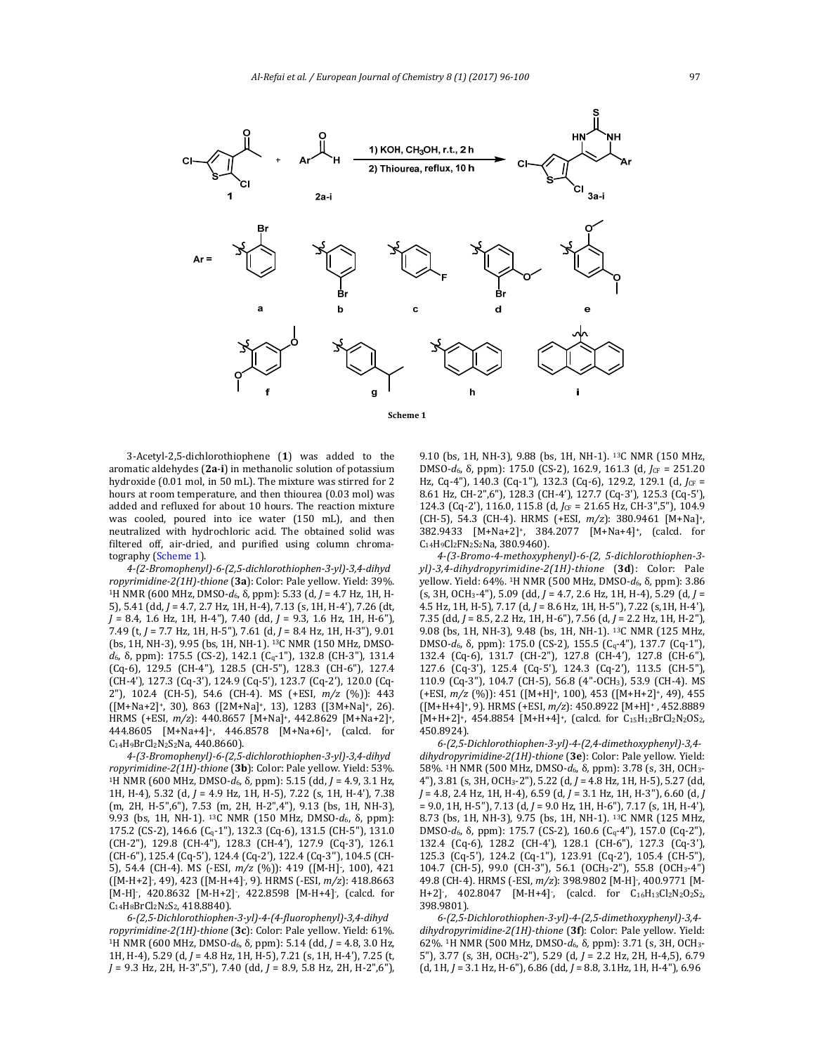Scheme 1

3-Acetyl-2,5-dichlorothiophene (**1**) was added to the aromatic aldehydes (**2a-i**) in methanolic solution of potassium hydroxide (0.01 mol, in 50 mL). The mixture was stirred for 2 hours at room temperature, and then thiourea (0.03 mol) was added and refluxed for about 10 hours. The reaction mixture was cooled, poured into ice water (150 mL), and then neutralized with hydrochloric acid. The obtained solid was filtered off, air-dried, and purified using column chromatography (Scheme 1).

*4-(2-Bromophenyl)-6-(2,5-dichlorothiophen-3-yl)-3,4-dihydropyrimidine-2(1H)-thione* (**3a**): Color: Pale yellow. Yield: 39%. $^1$H NMR (600 MHz, DMSO-$d_6$, δ, ppm): 5.33 (d, $J$ = 4.7 Hz, 1H, H-5), 5.41 (dd, $J$ = 4.7, 2.7 Hz, 1H, H-4), 7.13 (s, 1H, H-4'), 7.26 (dt, $J$ = 8.4, 1.6 Hz, 1H, H-4''), 7.40 (dd, $J$ = 9.3, 1.6 Hz, 1H, H-6''), 7.49 (t, $J$ = 7.7 Hz, 1H, H-5''), 7.61 (d, $J$ = 8.4 Hz, 1H, H-3''), 9.01 (bs, 1H, NH-3), 9.95 (bs, 1H, NH-1). $^{13}$C NMR (150 MHz, DMSO-$d_6$, δ, ppm): 175.5 (CS-2), 142.1 (C$_q$-1''), 132.8 (CH-3''), 131.4 (Cq-6), 129.5 (CH-4''), 128.5 (CH-5''), 128.3 (CH-6''), 127.4 (CH-4'), 127.3 (Cq-3'), 124.9 (Cq-5'), 123.7 (Cq-2'), 120.0 (Cq-2''), 102.4 (CH-5), 54.6 (CH-4). MS (+ESI, $m/z$ (%)): 443 ([M+Na+2]$^+$, 30), 863 ([2M+Na]$^+$, 13), 1283 ([3M+Na]$^+$, 26). HRMS (+ESI, $m/z$): 440.8657 [M+Na]$^+$, 442.8629 [M+Na+2]$^+$, 444.8605 [M+Na+4]$^+$, 446.8578 [M+Na+6]$^+$, (calcd. for $C_{14}H_9BrCl_2N_2S_2Na$, 440.8660).

*4-(3-Bromophenyl)-6-(2,5-dichlorothiophen-3-yl)-3,4-dihydropyrimidine-2(1H)-thione* (**3b**): Color: Pale yellow. Yield: 53%. $^1$H NMR (600 MHz, DMSO-$d_6$, δ, ppm): 5.15 (dd, $J$ = 4.9, 3.1 Hz, 1H, H-4), 5.32 (d, $J$ = 4.9 Hz, 1H, H-5), 7.22 (s, 1H, H-4'), 7.38 (m, 2H, H-5'',6''), 7.53 (m, 2H, H-2'',4''), 9.13 (bs, 1H, NH-3), 9.93 (bs, 1H, NH-1). $^{13}$C NMR (150 MHz, DMSO-$d_6$, δ, ppm): 175.2 (CS-2), 146.6 (C$_q$-1''), 132.3 (Cq-6), 131.5 (CH-5''), 131.0 (CH-2''), 129.8 (CH-4''), 128.3 (CH-4'), 127.9 (Cq-3'), 126.1 (CH-6''), 125.4 (Cq-5'), 124.4 (Cq-2'), 122.4 (Cq-3''), 104.5 (CH-5), 54.4 (CH-4). MS (-ESI, $m/z$ (%)): 419 ([M-H]$^-$, 100), 421 ([M-H+2]$^-$, 49), 423 ([M-H+4]$^-$, 9). HRMS (-ESI, $m/z$): 418.8663 [M-H]$^-$, 420.8632 [M-H+2]$^-$, 422.8598 [M-H+4]$^-$, (calcd. for $C_{14}H_8BrCl_2N_2S_2$, 418.8840).

*6-(2,5-Dichlorothiophen-3-yl)-4-(4-fluorophenyl)-3,4-dihydropyrimidine-2(1H)-thione* (**3c**): Color: Pale yellow. Yield: 61%. $^1$H NMR (600 MHz, DMSO-$d_6$, δ, ppm): 5.14 (dd, $J$ = 4.8, 3.0 Hz, 1H, H-4), 5.29 (d, $J$ = 4.8 Hz, 1H, H-5), 7.21 (s, 1H, H-4'), 7.25 (t, $J$ = 9.3 Hz, 2H, H-3'',5''), 7.40 (dd, $J$ = 8.9, 5.8 Hz, 2H, H-2'',6''), 9.10 (bs, 1H, NH-3), 9.88 (bs, 1H, NH-1). $^{13}$C NMR (150 MHz, DMSO-$d_6$, δ, ppm): 175.0 (CS-2), 162.9, 161.3 (d, $J_{CF}$ = 251.20 Hz, Cq-4''), 140.3 (Cq-1''), 132.3 (Cq-6), 129.2, 129.1 (d, $J_{CF}$ = 8.61 Hz, CH-2'',6''), 128.3 (CH-4'), 127.7 (Cq-3'), 125.3 (Cq-5'), 124.3 (Cq-2'), 116.0, 115.8 (d, $J_{CF}$ = 21.65 Hz, CH-3'',5''), 104.9 (CH-5), 54.3 (CH-4). HRMS (+ESI, $m/z$): 380.9461 [M+Na]$^+$, 382.9433 [M+Na+2]$^+$, 384.2077 [M+Na+4]$^+$, (calcd. for $C_{14}H_9Cl_2FN_2S_2Na$, 380.9460).

*4-(3-Bromo-4-methoxyphenyl)-6-(2, 5-dichlorothiophen-3-yl)-3,4-dihydropyrimidine-2(1H)-thione* (**3d**): Color: Pale yellow. Yield: 64%. $^1$H NMR (500 MHz, DMSO-$d_6$, δ, ppm): 3.86 (s, 3H, OCH$_3$-4''), 5.09 (dd, $J$ = 4.7, 2.6 Hz, 1H, H-4), 5.29 (d, $J$ = 4.5 Hz, 1H, H-5), 7.17 (d, $J$ = 8.6 Hz, 1H, H-5''), 7.22 (s,1H, H-4'), 7.35 (dd, $J$ = 8.5, 2.2 Hz, 1H, H-6''), 7.56 (d, $J$ = 2.2 Hz, 1H, H-2''), 9.08 (bs, 1H, NH-3), 9.48 (bs, 1H, NH-1). $^{13}$C NMR (125 MHz, DMSO-$d_6$, δ, ppm): 175.0 (CS-2), 155.5 (C$_q$-4''), 137.7 (Cq-1''), 132.4 (Cq-6), 131.7 (CH-2''), 127.8 (CH-4'), 127.8 (CH-6''), 127.6 (Cq-3'), 125.4 (Cq-5'), 124.3 (Cq-2'), 113.5 (CH-5''), 110.9 (Cq-3''), 104.7 (CH-5), 56.8 (4''-OCH$_3$), 53.9 (CH-4). MS (+ESI, $m/z$ (%)): 451 ([M+H]$^+$, 100), 453 ([M+H+2]$^+$, 49), 455 ([M+H+4]$^+$, 9). HRMS (+ESI, $m/z$): 450.8922 [M+H]$^+$, 452.8889 [M+H+2]$^+$, 454.8854 [M+H+4]$^+$, (calcd. for $C_{15}H_{12}BrCl_2N_2OS_2$, 450.8924).

*6-(2,5-Dichlorothiophen-3-yl)-4-(2,4-dimethoxyphenyl)-3,4-dihydropyrimidine-2(1H)-thione* (**3e**): Color: Pale yellow. Yield: 58%. $^1$H NMR (500 MHz, DMSO-$d_6$, δ, ppm): 3.78 (s, 3H, OCH$_3$-4''), 3.81 (s, 3H, OCH$_3$-2''), 5.22 (d, $J$ = 4.8 Hz, 1H, H-5), 5.27 (dd, $J$ = 4.8, 2.4 Hz, 1H, H-4), 6.59 (d, $J$ = 3.1 Hz, 1H, H-3''), 6.60 (d, $J$ = 9.0, 1H, H-5''), 7.13 (d, $J$ = 9.0 Hz, 1H, H-6''), 7.17 (s, 1H, H-4'), 8.73 (bs, 1H, NH-3), 9.75 (bs, 1H, NH-1). $^{13}$C NMR (125 MHz, DMSO-$d_6$, δ, ppm): 175.7 (CS-2), 160.6 (C$_q$-4''), 157.0 (Cq-2''), 132.4 (Cq-6), 128.2 (CH-4'), 128.1 (CH-6''), 127.3 (Cq-3'), 125.3 (Cq-5'), 124.2 (Cq-1''), 123.91 (Cq-2'), 105.4 (CH-5''), 104.7 (CH-5), 99.0 (CH-3''), 56.1 (OCH$_3$-2''), 55.8 (OCH$_3$-4'') 49.8 (CH-4). HRMS (-ESI, $m/z$): 398.9802 [M-H]$^-$, 400.9771 [M-H+2]$^-$, 402.8047 [M-H+4]$^-$, (calcd. for $C_{16}H_{13}Cl_2N_2O_2S_2$, 398.9801).

*6-(2,5-Dichlorothiophen-3-yl)-4-(2,5-dimethoxyphenyl)-3,4-dihydropyrimidine-2(1H)-thione* (**3f**): Color: Pale yellow. Yield: 62%. $^1$H NMR (500 MHz, DMSO-$d_6$, δ, ppm): 3.71 (s, 3H, OCH$_3$-5''), 3.77 (s, 3H, OCH$_3$-2''), 5.29 (d, $J$ = 2.2 Hz, 2H, H-4,5), 6.79 (d, 1H, $J$ = 3.1 Hz, H-6''), 6.86 (dd, $J$ = 8.8, 3.1Hz, 1H, H-4''), 6.96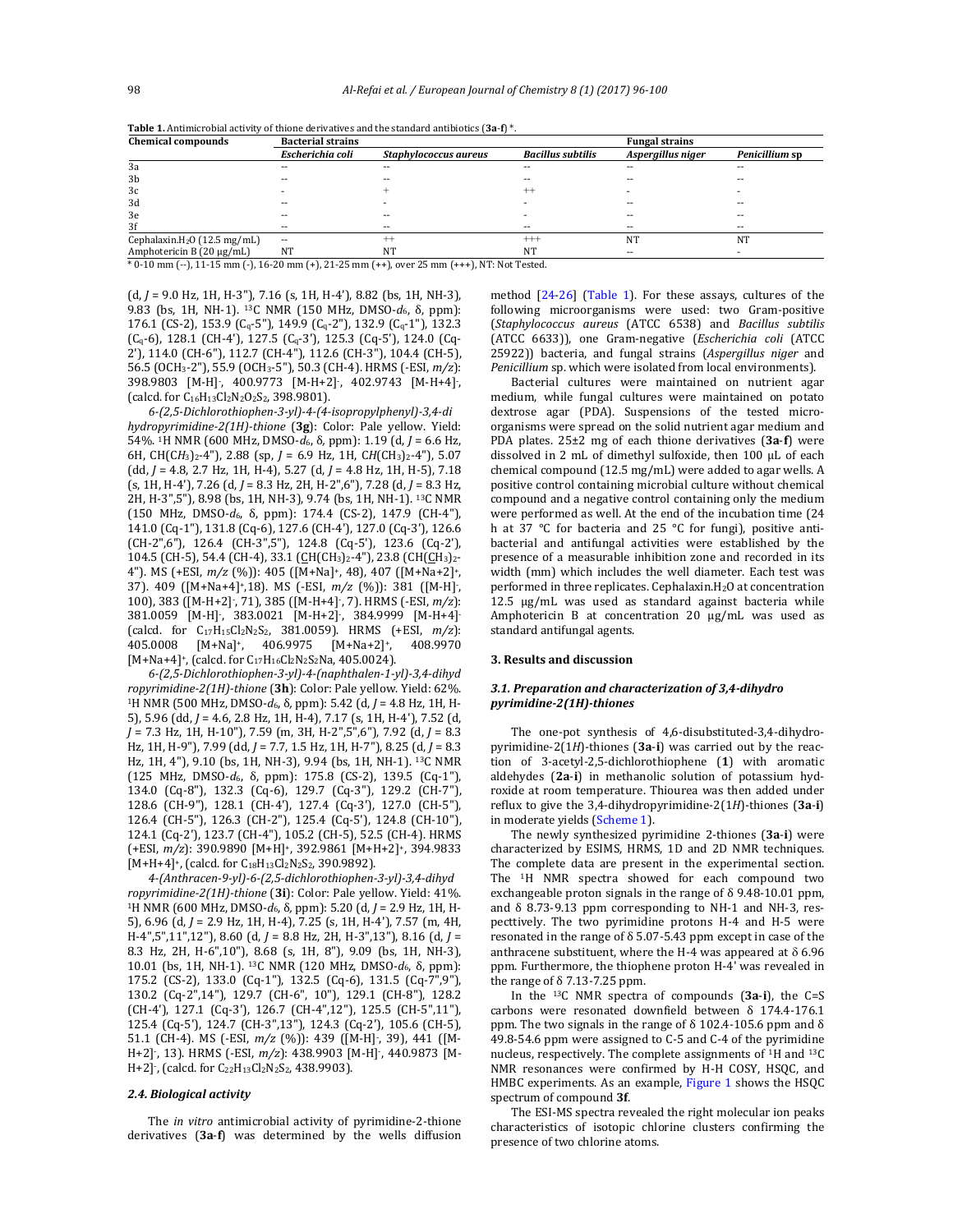**Table 1.** Antimicrobial activity of thione derivatives and the standard antibiotics (**3a-f**) *.

| Chemical compounds | Bacterial strains | | | Fungal strains | |
|---|---|---|---|---|---|
| | *Escherichia coli* | *Staphylococcus aureus* | *Bacillus subtilis* | *Aspergillus niger* | *Penicillium sp* |
| 3a | -- | -- | -- | -- | -- |
| 3b | -- | -- | -- | -- | -- |
| 3c | - | + | ++ | - | - |
| 3d | -- | - | - | -- | -- |
| 3e | -- | -- | - | -- | -- |
| 3f | -- | -- | -- | -- | -- |
| Cephalaxin.$H_2O$ (12.5 mg/mL) | -- | ++ | +++ | NT | NT |
| Amphotericin B (20 µg/mL) | NT | NT | NT | -- | - |

\* 0-10 mm (--), 11-15 mm (-), 16-20 mm (+), 21-25 mm (++), over 25 mm (+++), NT: Not Tested.

(d, *J* = 9.0 Hz, 1H, H-3''), 7.16 (s, 1H, H-4'), 8.82 (bs, 1H, NH-3), 9.83 (bs, 1H, NH-1). $^{13}$C NMR (150 MHz, DMSO-$d_6$, δ, ppm): 176.1 (CS-2), 153.9 ($C_q$-5''), 149.9 ($C_q$-2''), 132.9 ($C_q$-1''), 132.3 ($C_q$-6), 128.1 (CH-4'), 127.5 ($C_q$-3'), 125.3 (Cq-5'), 124.0 (Cq-2'), 114.0 (CH-6''), 112.7 (CH-4''), 112.6 (CH-3''), 104.4 (CH-5), 56.5 ($OCH_3$-2''), 55.9 ($OCH_3$-5''), 50.3 (CH-4). HRMS (-ESI, *m/z*): 398.9803 [M-H]$^-$, 400.9773 [M-H+2]$^-$, 402.9743 [M-H+4]$^-$, (calcd. for $C_{16}H_{13}Cl_2N_2O_2S_2$, 398.9801).

*6-(2,5-Dichlorothiophen-3-yl)-4-(4-isopropylphenyl)-3,4-dihydropyrimidine-2(1H)-thione* (**3g**): Color: Pale yellow. Yield: 54%. $^1$H NMR (600 MHz, DMSO-$d_6$, δ, ppm): 1.19 (d, *J* = 6.6 Hz, 6H, CH($CH_3$)$_2$-4''), 2.88 (sp, *J* = 6.9 Hz, 1H, C*H*($CH_3$)$_2$-4''), 5.07 (dd, *J* = 4.8, 2.7 Hz, 1H, H-4), 5.27 (d, *J* = 4.8 Hz, 1H, H-5), 7.18 (s, 1H, H-4'), 7.26 (d, *J* = 8.3 Hz, 2H, H-2'',6''), 7.28 (d, *J* = 8.3 Hz, 2H, H-3'',5''), 8.98 (bs, 1H, NH-3), 9.74 (bs, 1H, NH-1). $^{13}$C NMR (150 MHz, DMSO-$d_6$, δ, ppm): 174.4 (CS-2), 147.9 (CH-4''), 141.0 (Cq-1''), 131.8 (Cq-6), 127.6 (CH-4'), 127.0 (Cq-3'), 126.6 (CH-2'',6''), 126.4 (CH-3'',5''), 124.8 (Cq-5'), 123.6 (Cq-2'), 104.5 (CH-5), 54.4 (CH-4), 33.1 (CH($CH_3$)$_2$-4''), 23.8 (CH($CH_3$)$_2$-4''). MS (+ESI, *m/z* (%)): 405 ([M+Na]$^+$, 48), 407 ([M+Na+2]$^+$, 37). 409 ([M+Na+4]$^+$,18). MS (-ESI, *m/z* (%)): 381 ([M-H]$^-$, 100), 383 ([M-H+2]$^-$, 71), 385 ([M-H+4]$^-$, 7). HRMS (-ESI, *m/z*): 381.0059 [M-H]$^-$, 383.0021 [M-H+2]$^-$, 384.9999 [M-H+4]$^-$ (calcd. for $C_{17}H_{15}Cl_2N_2S_2$, 381.0059). HRMS (+ESI, *m/z*): 405.0008 [M+Na]$^+$, 406.9975 [M+Na+2]$^+$, 408.9970 [M+Na+4]$^+$, (calcd. for $C_{17}H_{16}Cl_2N_2S_2Na$, 405.0024).

*6-(2,5-Dichlorothiophen-3-yl)-4-(naphthalen-1-yl)-3,4-dihydropyrimidine-2(1H)-thione* (**3h**): Color: Pale yellow. Yield: 62%. $^1$H NMR (500 MHz, DMSO-$d_6$, δ, ppm): 5.42 (d, *J* = 4.8 Hz, 1H, H-5), 5.96 (dd, *J* = 4.6, 2.8 Hz, 1H, H-4), 7.17 (s, 1H, H-4'), 7.52 (d, *J* = 7.3 Hz, 1H, H-10''), 7.59 (m, 3H, H-2'',5'',6''), 7.92 (d, *J* = 8.3 Hz, 1H, H-9''), 7.99 (dd, *J* = 7.7, 1.5 Hz, 1H, H-7''), 8.25 (d, *J* = 8.3 Hz, 1H, 4''), 9.10 (bs, 1H, NH-3), 9.94 (bs, 1H, NH-1). $^{13}$C NMR (125 MHz, DMSO-$d_6$, δ, ppm): 175.8 (CS-2), 139.5 (Cq-1''), 134.0 (Cq-8''), 132.3 (Cq-6), 129.7 (Cq-3''), 129.2 (CH-7''), 128.6 (CH-9''), 128.1 (CH-4'), 127.4 (Cq-3'), 127.0 (CH-5''), 126.4 (CH-5''), 126.3 (CH-2''), 125.4 (Cq-5'), 124.8 (CH-10''), 124.1 (Cq-2'), 123.7 (CH-4''), 105.2 (CH-5), 52.5 (CH-4). HRMS (+ESI, *m/z*): 390.9890 [M+H]$^+$, 392.9861 [M+H+2]$^+$, 394.9833 [M+H+4]$^+$, (calcd. for $C_{18}H_{13}Cl_2N_2S_2$, 390.9892).

*4-(Anthracen-9-yl)-6-(2,5-dichlorothiophen-3-yl)-3,4-dihydropyrimidine-2(1H)-thione* (**3i**): Color: Pale yellow. Yield: 41%. $^1$H NMR (600 MHz, DMSO-$d_6$, δ, ppm): 5.20 (d, *J* = 2.9 Hz, 1H, H-5), 6.96 (d, *J* = 2.9 Hz, 1H, H-4), 7.25 (s, 1H, H-4'), 7.57 (m, 4H, H-4'',5'',11'',12''), 8.60 (d, *J* = 8.8 Hz, 2H, H-3'',13''), 8.16 (d, *J* = 8.3 Hz, 2H, H-6'',10''), 8.68 (s, 1H, 8''), 9.09 (bs, 1H, NH-3), 10.01 (bs, 1H, NH-1). $^{13}$C NMR (120 MHz, DMSO-$d_6$, δ, ppm): 175.2 (CS-2), 133.0 (Cq-1''), 132.5 (Cq-6), 131.5 (Cq-7'',9''), 130.2 (Cq-2'',14''), 129.7 (CH-6'', 10''), 129.1 (CH-8''), 128.2 (CH-4'), 127.1 (Cq-3'), 126.7 (CH-4'',12''), 125.5 (CH-5'',11''), 125.4 (Cq-5'), 124.7 (CH-3'',13''), 124.3 (Cq-2'), 105.6 (CH-5), 51.1 (CH-4). MS (-ESI, *m/z* (%)): 439 ([M-H]$^-$, 39), 441 ([M-H+2]$^-$, 13). HRMS (-ESI, *m/z*): 438.9903 [M-H]$^-$, 440.9873 [M-H+2]$^-$, (calcd. for $C_{22}H_{13}Cl_2N_2S_2$, 438.9903).

### *2.4. Biological activity*

The *in vitro* antimicrobial activity of pyrimidine-2-thione derivatives (**3a-f**) was determined by the wells diffusion method [24-26] (Table 1). For these assays, cultures of the following microorganisms were used: two Gram-positive (*Staphylococcus aureus* (ATCC 6538) and *Bacillus subtilis* (ATCC 6633)), one Gram-negative (*Escherichia coli* (ATCC 25922)) bacteria, and fungal strains (*Aspergillus niger* and *Penicillium* sp. which were isolated from local environments).

Bacterial cultures were maintained on nutrient agar medium, while fungal cultures were maintained on potato dextrose agar (PDA). Suspensions of the tested microorganisms were spread on the solid nutrient agar medium and PDA plates. 25±2 mg of each thione derivatives (**3a-f**) were dissolved in 2 mL of dimethyl sulfoxide, then 100 µL of each chemical compound (12.5 mg/mL) were added to agar wells. A positive control containing microbial culture without chemical compound and a negative control containing only the medium were performed as well. At the end of the incubation time (24 h at 37 °C for bacteria and 25 °C for fungi), positive antibacterial and antifungal activities were established by the presence of a measurable inhibition zone and recorded in its width (mm) which includes the well diameter. Each test was performed in three replicates. Cephalaxin.$H_2O$ at concentration 12.5 µg/mL was used as standard against bacteria while Amphotericin B at concentration 20 µg/mL was used as standard antifungal agents.

## 3. Results and discussion

### *3.1. Preparation and characterization of 3,4-dihydropyrimidine-2(1H)-thiones*

The one-pot synthesis of 4,6-disubstituted-3,4-dihydropyrimidine-2(1*H*)-thiones (**3a-i**) was carried out by the reaction of 3-acetyl-2,5-dichlorothiophene (**1**) with aromatic aldehydes (**2a-i**) in methanolic solution of potassium hydroxide at room temperature. Thiourea was then added under reflux to give the 3,4-dihydropyrimidine-2(1*H*)-thiones (**3a-i**) in moderate yields (Scheme 1).

The newly synthesized pyrimidine 2-thiones (**3a-i**) were characterized by ESIMS, HRMS, 1D and 2D NMR techniques. The complete data are present in the experimental section. The $^1$H NMR spectra showed for each compound two exchangeable proton signals in the range of δ 9.48-10.01 ppm, and δ 8.73-9.13 ppm corresponding to NH-1 and NH-3, respecttively. The two pyrimidine protons H-4 and H-5 were resonated in the range of δ 5.07-5.43 ppm except in case of the anthracene substituent, where the H-4 was appeared at δ 6.96 ppm. Furthermore, the thiophene proton H-4' was revealed in the range of δ 7.13-7.25 ppm.

In the $^{13}$C NMR spectra of compounds (**3a-i**), the C=S carbons were resonated downfield between δ 174.4-176.1 ppm. The two signals in the range of δ 102.4-105.6 ppm and δ 49.8-54.6 ppm were assigned to C-5 and C-4 of the pyrimidine nucleus, respectively. The complete assignments of $^1$H and $^{13}$C NMR resonances were confirmed by H-H COSY, HSQC, and HMBC experiments. As an example, Figure 1 shows the HSQC spectrum of compound **3f**.

The ESI-MS spectra revealed the right molecular ion peaks characteristics of isotopic chlorine clusters confirming the presence of two chlorine atoms.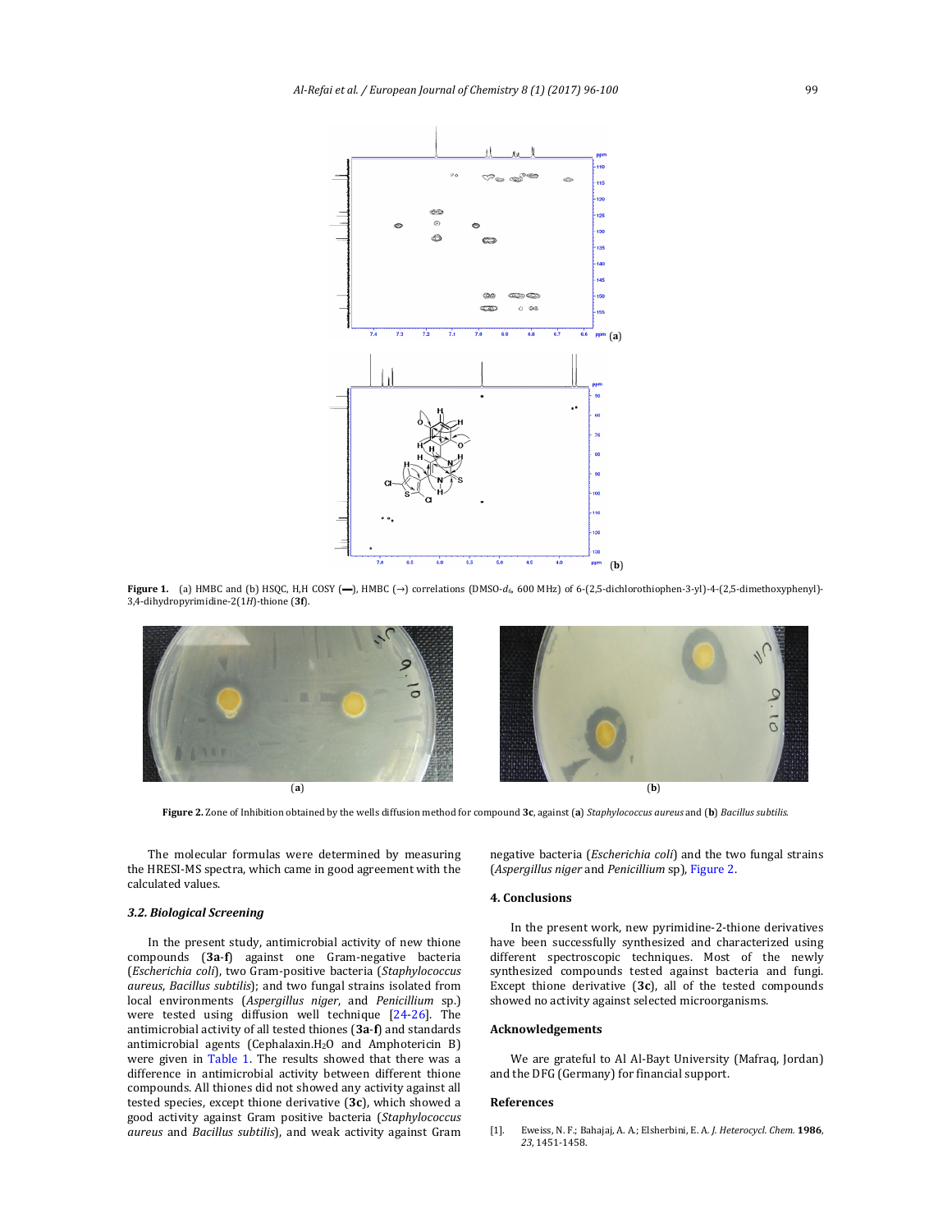**Figure 1.** (a) HMBC and (b) HSQC, H,H COSY (**—**), HMBC (→) correlations (DMSO-$d_6$, 600 MHz) of 6-(2,5-dichlorothiophen-3-yl)-4-(2,5-dimethoxyphenyl)-3,4-dihydropyrimidine-2(1*H*)-thione (**3f**).

**Figure 2.** Zone of Inhibition obtained by the wells diffusion method for compound **3c**, against (**a**) *Staphylococcus aureus* and (**b**) *Bacillus subtilis*.

The molecular formulas were determined by measuring the HRESI-MS spectra, which came in good agreement with the calculated values.

### 3.2. Biological Screening

In the present study, antimicrobial activity of new thione compounds (**3a-f**) against one Gram-negative bacteria (*Escherichia coli*), two Gram-positive bacteria (*Staphylococcus aureus*, *Bacillus subtilis*); and two fungal strains isolated from local environments (*Aspergillus niger*, and *Penicillium* sp.) were tested using diffusion well technique [24-26]. The antimicrobial activity of all tested thiones (**3a-f**) and standards antimicrobial agents (Cephalaxin.$H_2O$ and Amphotericin B) were given in Table 1. The results showed that there was a difference in antimicrobial activity between different thione compounds. All thiones did not showed any activity against all tested species, except thione derivative (**3c**), which showed a good activity against Gram positive bacteria (*Staphylococcus aureus* and *Bacillus subtilis*), and weak activity against Gram negative bacteria (*Escherichia coli*) and the two fungal strains (*Aspergillus niger* and *Penicillium* sp), Figure 2.

## 4. Conclusions

In the present work, new pyrimidine-2-thione derivatives have been successfully synthesized and characterized using different spectroscopic techniques. Most of the newly synthesized compounds tested against bacteria and fungi. Except thione derivative (**3c**), all of the tested compounds showed no activity against selected microorganisms.

## Acknowledgements

We are grateful to Al Al-Bayt University (Mafraq, Jordan) and the DFG (Germany) for financial support.

## References

[1]. Eweiss, N. F.; Bahajaj, A. A.; Elsherbini, E. A. *J. Heterocycl. Chem.* **1986**, *23*, 1451-1458.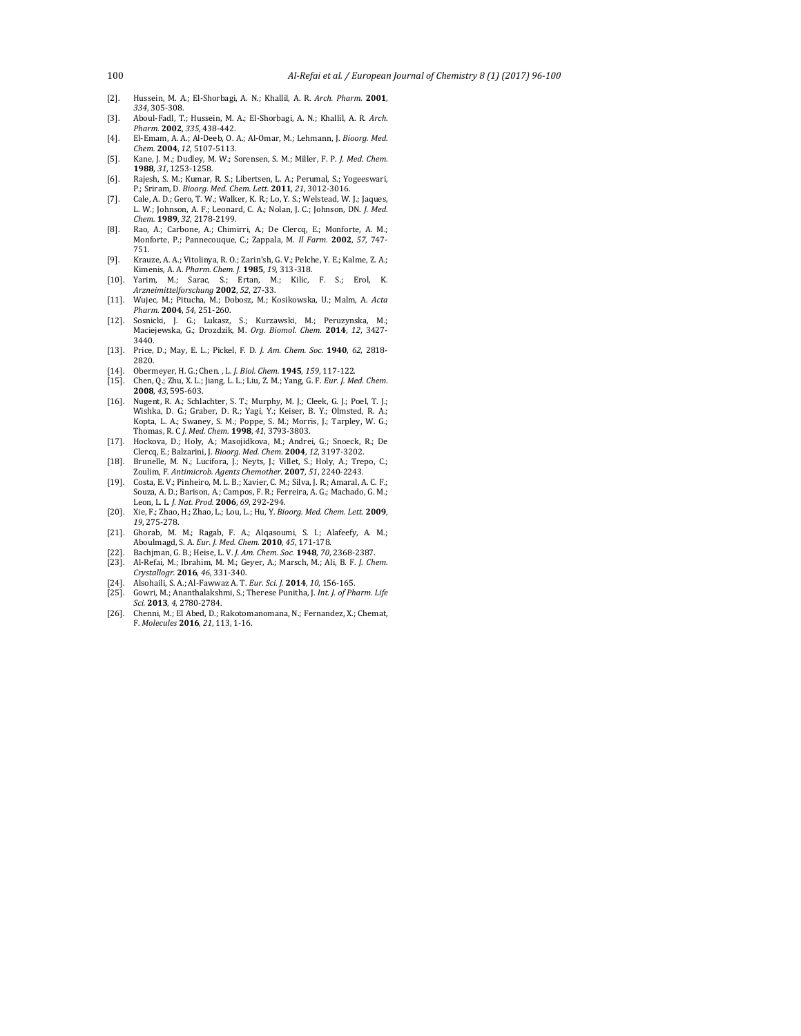[2]. Hussein, M. A.; El-Shorbagi, A. N.; Khallil, A. R. *Arch. Pharm.* **2001**, *334*, 305-308.

[3]. Aboul-Fadl, T.; Hussein, M. A.; El-Shorbagi, A. N.; Khallil, A. R. *Arch. Pharm.* **2002**, *335*, 438-442.

[4]. El-Emam, A. A.; Al-Deeb, O. A.; Al-Omar, M.; Lehmann, J. *Bioorg. Med. Chem.* **2004**, *12*, 5107-5113.

[5]. Kane, J. M.; Dudley, M. W.; Sorensen, S. M.; Miller, F. P. *J. Med. Chem.* **1988**, *31*, 1253-1258.

[6]. Rajesh, S. M.; Kumar, R. S.; Libertsen, L. A.; Perumal, S.; Yogeeswari, P.; Sriram, D. *Bioorg. Med. Chem. Lett.* **2011**, *21*, 3012-3016.

[7]. Cale, A. D.; Gero, T. W.; Walker, K. R.; Lo, Y. S.; Welstead, W. J.; Jaques, L. W.; Johnson, A. F.; Leonard, C. A.; Nolan, J. C.; Johnson, DN. *J. Med. Chem.* **1989**, *32*, 2178-2199.

[8]. Rao, A.; Carbone, A.; Chimirri, A.; De Clercq, E.; Monforte, A. M.; Monforte, P.; Pannecouque, C.; Zappala, M. *Il Farm.* **2002**, *57*, 747-751.

[9]. Krauze, A. A.; Vitolinya, R. O.; Zarin'sh, G. V.; Pelche, Y. E.; Kalme, Z. A.; Kimenis, A. A. *Pharm. Chem. J.* **1985**, *19*, 313-318.

[10]. Yarim, M.; Sarac, S.; Ertan, M.; Kilic, F. S.; Erol, K. *Arzneimittelforschung* **2002**, *52*, 27-33.

[11]. Wujec, M.; Pitucha, M.; Dobosz, M.; Kosikowska, U.; Malm, A. *Acta Pharm.* **2004**, *54*, 251-260.

[12]. Sosnicki, J. G.; Lukasz, S.; Kurzawski, M.; Peruzynska, M.; Maciejewska, G.; Drozdzik, M. *Org. Biomol. Chem.* **2014**, *12*, 3427-3440.

[13]. Price, D.; May, E. L.; Pickel, F. D. *J. Am. Chem. Soc.* **1940**, *62*, 2818-2820.

[14]. Obermeyer, H. G.; Chen. , L. *J. Biol. Chem.* **1945**, *159*, 117-122.

[15]. Chen, Q.; Zhu, X. L.; Jiang, L. L.; Liu, Z. M.; Yang, G. F. *Eur. J. Med. Chem.* **2008**, *43*, 595-603.

[16]. Nugent, R. A.; Schlachter, S. T.; Murphy, M. J.; Cleek, G. J.; Poel, T. J.; Wishka, D. G.; Graber, D. R.; Yagi, Y.; Keiser, B. Y.; Olmsted, R. A.; Kopta, L. A.; Swaney, S. M.; Poppe, S. M.; Morris, J.; Tarpley, W. G.; Thomas, R. C *J. Med. Chem.* **1998**, *41*, 3793-3803.

[17]. Hockova, D.; Holy, A.; Masojidkova, M.; Andrei, G.; Snoeck, R.; De Clercq, E.; Balzarini, J. *Bioorg. Med. Chem.* **2004**, *12*, 3197-3202.

[18]. Brunelle, M. N.; Lucifora, J.; Neyts, J.; Villet, S.; Holy, A.; Trepo, C.; Zoulim, F. *Antimicrob. Agents Chemother.* **2007**, *51*, 2240-2243.

[19]. Costa, E. V.; Pinheiro, M. L. B.; Xavier, C. M.; Silva, J. R.; Amaral, A. C. F.; Souza, A. D.; Barison, A.; Campos, F. R.; Ferreira, A. G.; Machado, G. M.; Leon, L. L. *J. Nat. Prod.* **2006**, *69*, 292-294.

[20]. Xie, F.; Zhao, H.; Zhao, L.; Lou, L.; Hu, Y. *Bioorg. Med. Chem. Lett.* **2009**, *19*, 275-278.

[21]. Ghorab, M. M.; Ragab, F. A.; Alqasoumi, S. I.; Alafeefy, A. M.; Aboulmagd, S. A. *Eur. J. Med. Chem.* **2010**, *45*, 171-178.

[22]. Bachjman, G. B.; Heise, L. V. *J. Am. Chem. Soc.* **1948**, *70*, 2368-2387.

[23]. Al-Refai, M.; Ibrahim, M. M.; Geyer, A.; Marsch, M.; Ali, B. F. *J. Chem. Crystallogr.* **2016**, *46*, 331-340.

[24]. Alsohaili, S. A.; Al-Fawwaz A. T. *Eur. Sci. J.* **2014**, *10*, 156-165.

[25]. Gowri, M.; Ananthalakshmi, S.; Therese Punitha, J. *Int. J. of Pharm. Life Sci.* **2013**, *4*, 2780-2784.

[26]. Chenni, M.; El Abed, D.; Rakotomanomana, N.; Fernandez, X.; Chemat, F. *Molecules* **2016**, *21*, 113, 1-16.